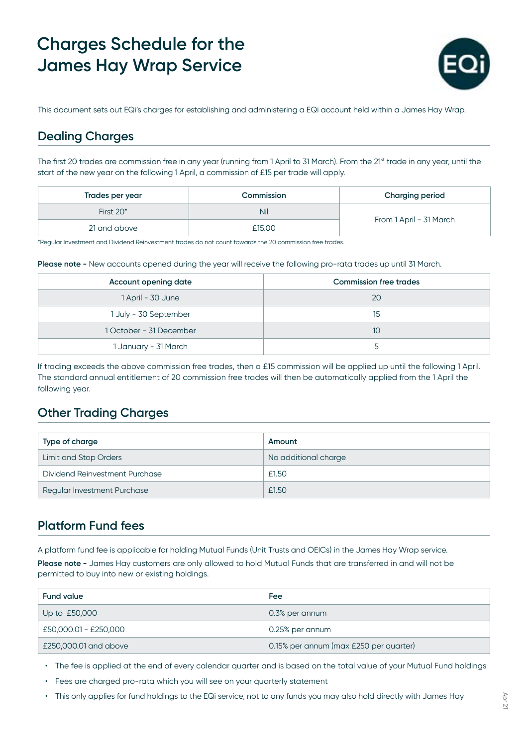# Charges Schedule for the James Hay Wrap Service

This document sets out EQi's charges for establishing and administering a EQi account held within a James Hay Wrap.

## Dealing Charges

The first 20 trades are commission free in any year (running from 1 April to 31 March). From the 21st trade in any year, until the start of the new year on the following 1 April, a commission of £15 per trade will apply.

| Trades per year | Commission | Charging period |
|---|---|---|
| First 20* | Nil | From 1 April - 31 March |
| 21 and above | £15.00 | |

*Regular Investment and Dividend Reinvestment trades do not count towards the 20 commission free trades.

**Please note -** New accounts opened during the year will receive the following pro-rata trades up until 31 March.

| Account opening date | Commission free trades |
|---|---|
| 1 April - 30 June | 20 |
| 1 July - 30 September | 15 |
| 1 October - 31 December | 10 |
| 1 January - 31 March | 5 |

If trading exceeds the above commission free trades, then a £15 commission will be applied up until the following 1 April. The standard annual entitlement of 20 commission free trades will then be automatically applied from the 1 April the following year.

## Other Trading Charges

| Type of charge | Amount |
|---|---|
| Limit and Stop Orders | No additional charge |
| Dividend Reinvestment Purchase | £1.50 |
| Regular Investment Purchase | £1.50 |

## Platform Fund fees

A platform fund fee is applicable for holding Mutual Funds (Unit Trusts and OEICs) in the James Hay Wrap service.

**Please note -** James Hay customers are only allowed to hold Mutual Funds that are transferred in and will not be permitted to buy into new or existing holdings.

| Fund value | Fee |
|---|---|
| Up to £50,000 | 0.3% per annum |
| £50,000.01 - £250,000 | 0.25% per annum |
| £250,000.01 and above | 0.15% per annum (max £250 per quarter) |

- The fee is applied at the end of every calendar quarter and is based on the total value of your Mutual Fund holdings
- Fees are charged pro-rata which you will see on your quarterly statement
- This only applies for fund holdings to the EQi service, not to any funds you may also hold directly with James Hay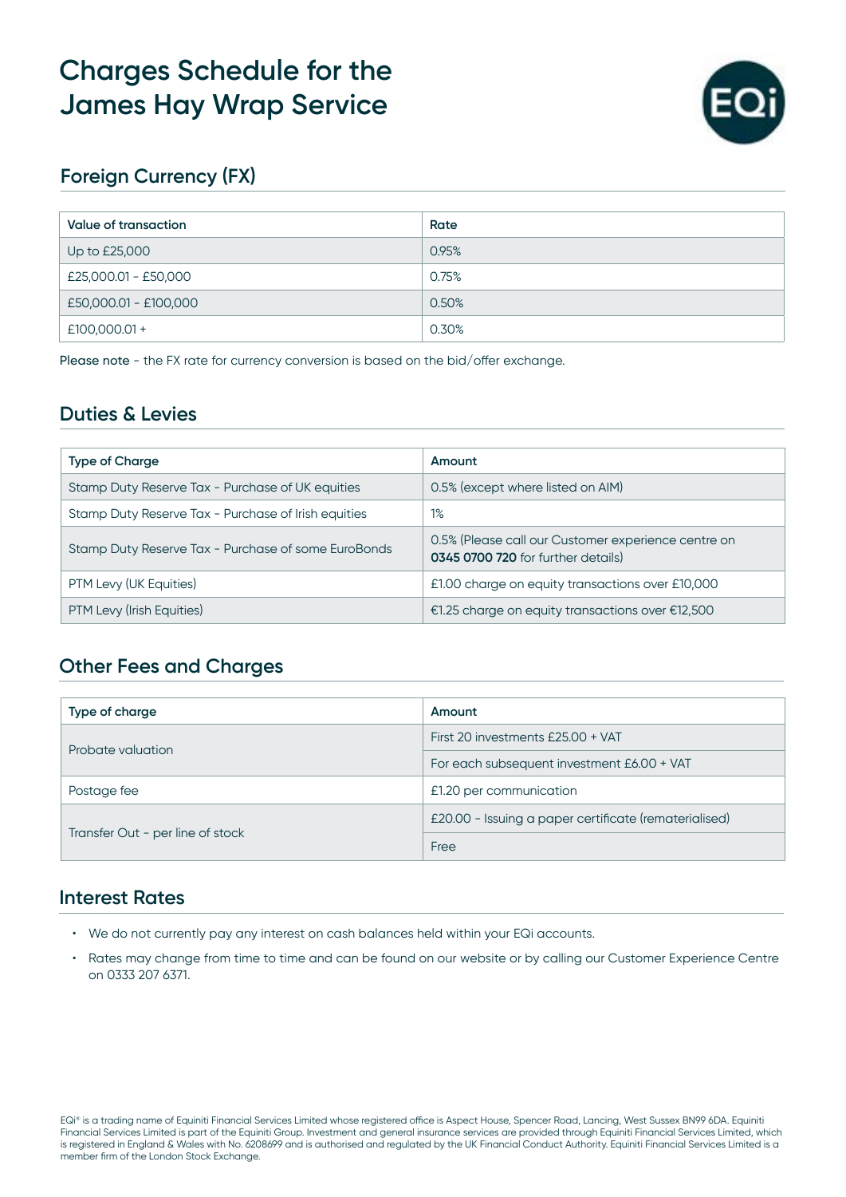# Charges Schedule for the James Hay Wrap Service

## Foreign Currency (FX)

| Value of transaction | Rate |
| --- | --- |
| Up to £25,000 | 0.95% |
| £25,000.01 - £50,000 | 0.75% |
| £50,000.01 - £100,000 | 0.50% |
| £100,000.01 + | 0.30% |

Please note - the FX rate for currency conversion is based on the bid/offer exchange.

## Duties & Levies

| Type of Charge | Amount |
| --- | --- |
| Stamp Duty Reserve Tax - Purchase of UK equities | 0.5% (except where listed on AIM) |
| Stamp Duty Reserve Tax - Purchase of Irish equities | 1% |
| Stamp Duty Reserve Tax - Purchase of some EuroBonds | 0.5% (Please call our Customer experience centre on **0345 0700 720** for further details) |
| PTM Levy (UK Equities) | £1.00 charge on equity transactions over £10,000 |
| PTM Levy (Irish Equities) | €1.25 charge on equity transactions over €12,500 |

## Other Fees and Charges

| Type of charge | Amount |
| --- | --- |
| Probate valuation | First 20 investments £25.00 + VAT |
| | For each subsequent investment £6.00 + VAT |
| Postage fee | £1.20 per communication |
| Transfer Out - per line of stock | £20.00 - Issuing a paper certificate (rematerialised) |
| | Free |

## Interest Rates

- We do not currently pay any interest on cash balances held within your EQi accounts.
- Rates may change from time to time and can be found on our website or by calling our Customer Experience Centre on 0333 207 6371.

EQi® is a trading name of Equiniti Financial Services Limited whose registered office is Aspect House, Spencer Road, Lancing, West Sussex BN99 6DA. Equiniti Financial Services Limited is part of the Equiniti Group. Investment and general insurance services are provided through Equiniti Financial Services Limited, which is registered in England & Wales with No. 6208699 and is authorised and regulated by the UK Financial Conduct Authority. Equiniti Financial Services Limited is a member firm of the London Stock Exchange.